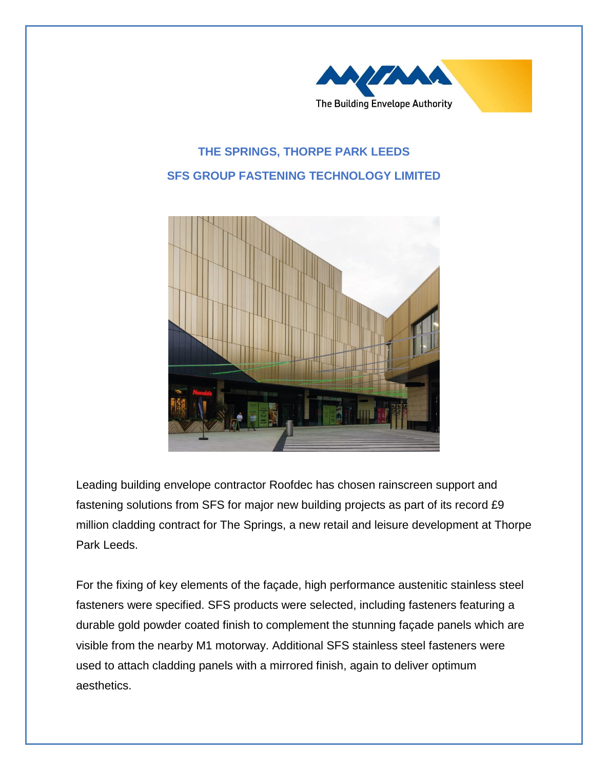The Building Envelope Authority

# THE SPRINGS, THORPE PARK LEEDS

## SFS GROUP FASTENING TECHNOLOGY LIMITED

Leading building envelope contractor Roofdec has chosen rainscreen support and fastening solutions from SFS for major new building projects as part of its record £9 million cladding contract for The Springs, a new retail and leisure development at Thorpe Park Leeds.

For the fixing of key elements of the façade, high performance austenitic stainless steel fasteners were specified. SFS products were selected, including fasteners featuring a durable gold powder coated finish to complement the stunning façade panels which are visible from the nearby M1 motorway. Additional SFS stainless steel fasteners were used to attach cladding panels with a mirrored finish, again to deliver optimum aesthetics.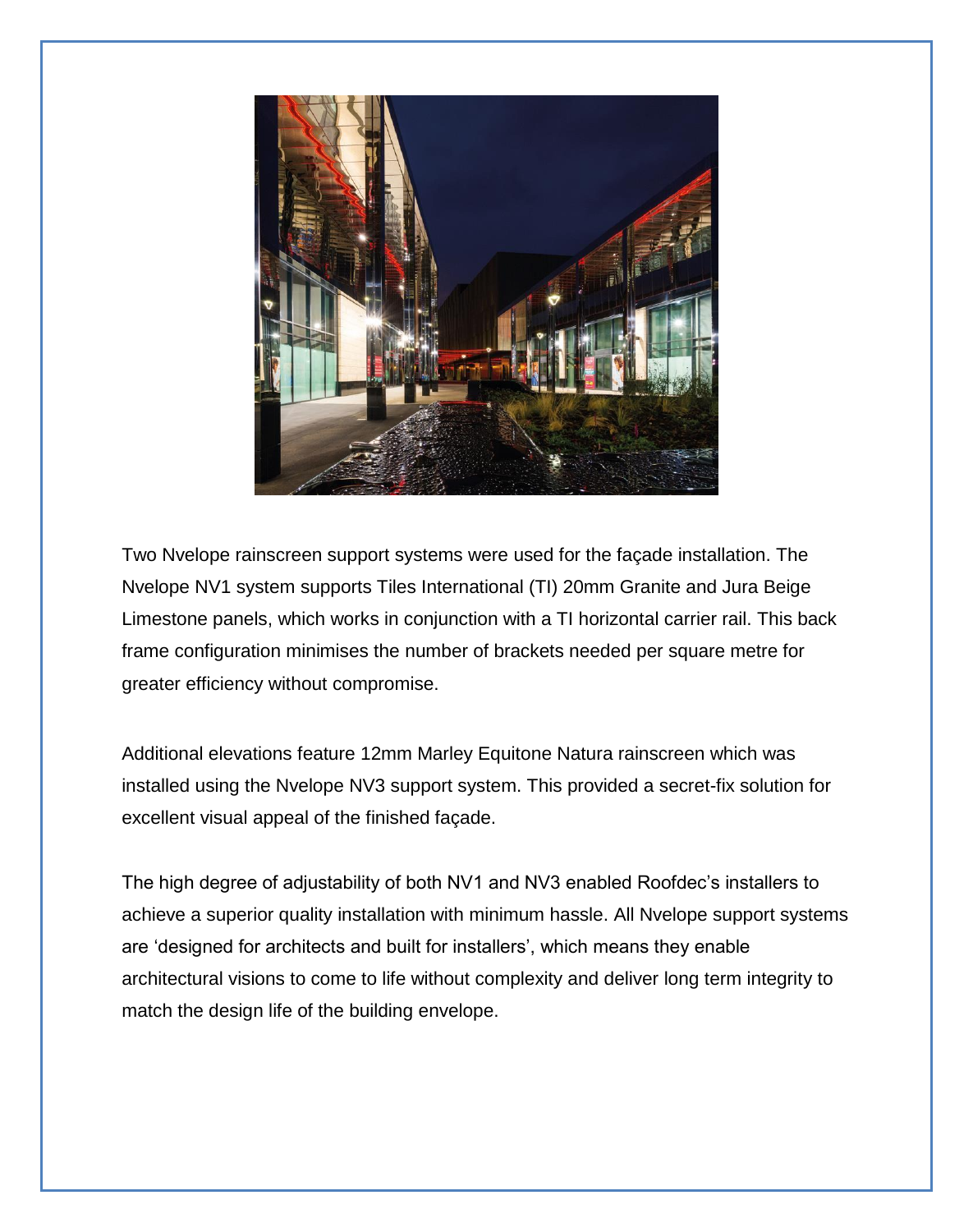Two Nvelope rainscreen support systems were used for the façade installation. The Nvelope NV1 system supports Tiles International (TI) 20mm Granite and Jura Beige Limestone panels, which works in conjunction with a TI horizontal carrier rail. This back frame configuration minimises the number of brackets needed per square metre for greater efficiency without compromise.

Additional elevations feature 12mm Marley Equitone Natura rainscreen which was installed using the Nvelope NV3 support system. This provided a secret-fix solution for excellent visual appeal of the finished façade.

The high degree of adjustability of both NV1 and NV3 enabled Roofdec's installers to achieve a superior quality installation with minimum hassle. All Nvelope support systems are 'designed for architects and built for installers', which means they enable architectural visions to come to life without complexity and deliver long term integrity to match the design life of the building envelope.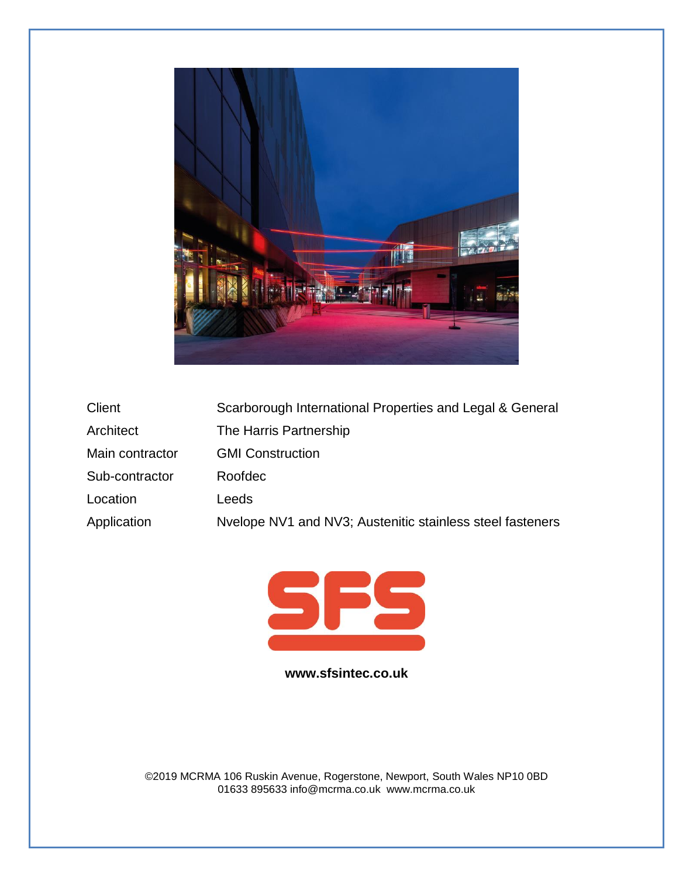| | |
|---|---|
| Client | Scarborough International Properties and Legal & General |
| Architect | The Harris Partnership |
| Main contractor | GMI Construction |
| Sub-contractor | Roofdec |
| Location | Leeds |
| Application | Nvelope NV1 and NV3; Austenitic stainless steel fasteners |

SFS

**www.sfsintec.co.uk**

©2019 MCRMA 106 Ruskin Avenue, Rogerstone, Newport, South Wales NP10 0BD
01633 895633 info@mcrma.co.uk www.mcrma.co.uk